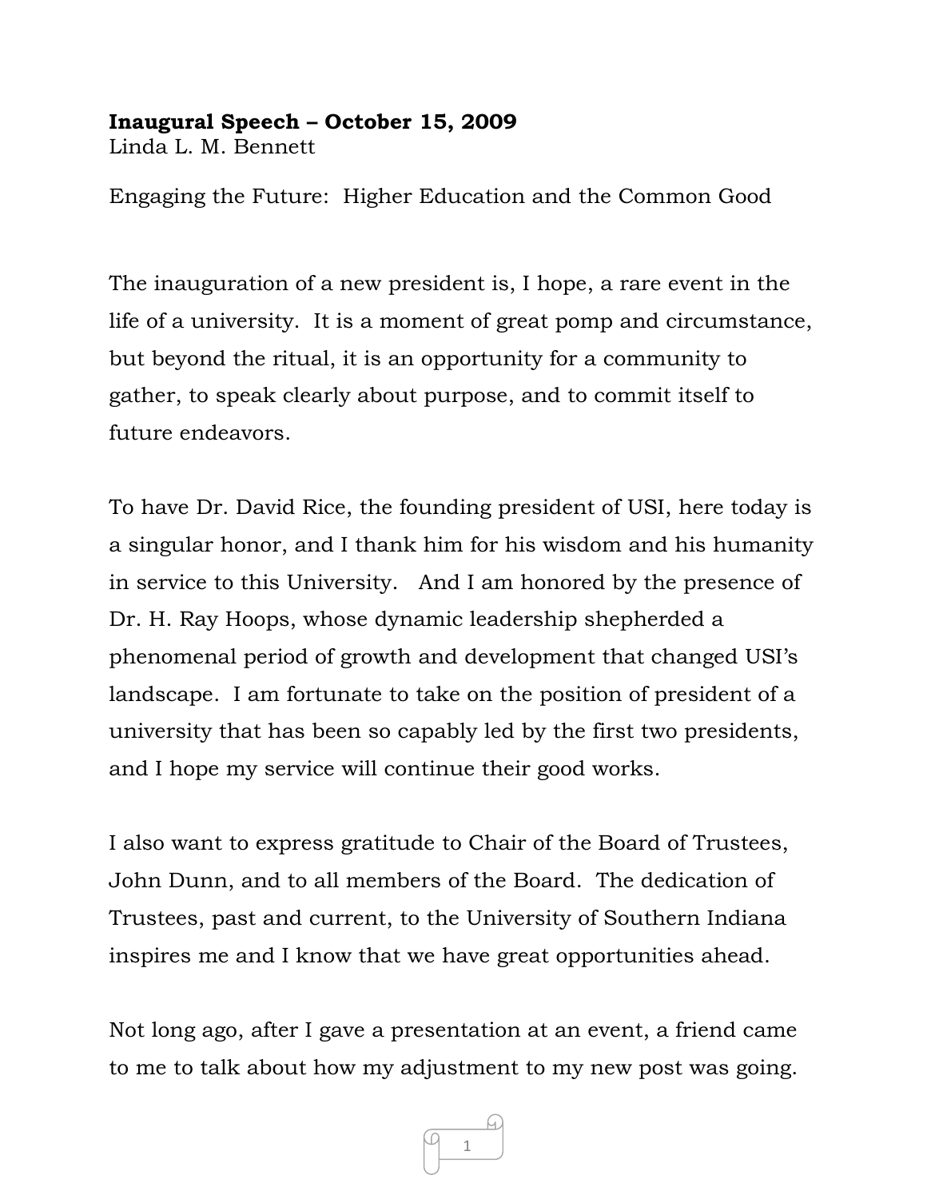**Inaugural Speech – October 15, 2009**
Linda L. M. Bennett

Engaging the Future: Higher Education and the Common Good

The inauguration of a new president is, I hope, a rare event in the life of a university. It is a moment of great pomp and circumstance, but beyond the ritual, it is an opportunity for a community to gather, to speak clearly about purpose, and to commit itself to future endeavors.

To have Dr. David Rice, the founding president of USI, here today is a singular honor, and I thank him for his wisdom and his humanity in service to this University. And I am honored by the presence of Dr. H. Ray Hoops, whose dynamic leadership shepherded a phenomenal period of growth and development that changed USI's landscape. I am fortunate to take on the position of president of a university that has been so capably led by the first two presidents, and I hope my service will continue their good works.

I also want to express gratitude to Chair of the Board of Trustees, John Dunn, and to all members of the Board. The dedication of Trustees, past and current, to the University of Southern Indiana inspires me and I know that we have great opportunities ahead.

Not long ago, after I gave a presentation at an event, a friend came to me to talk about how my adjustment to my new post was going.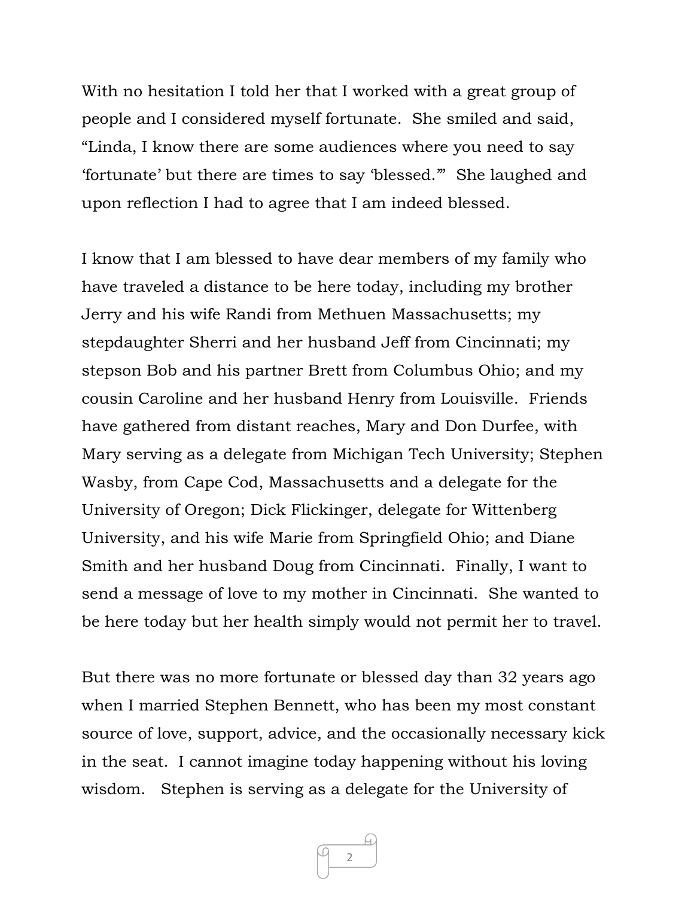With no hesitation I told her that I worked with a great group of people and I considered myself fortunate. She smiled and said, "Linda, I know there are some audiences where you need to say 'fortunate' but there are times to say 'blessed.'" She laughed and upon reflection I had to agree that I am indeed blessed.

I know that I am blessed to have dear members of my family who have traveled a distance to be here today, including my brother Jerry and his wife Randi from Methuen Massachusetts; my stepdaughter Sherri and her husband Jeff from Cincinnati; my stepson Bob and his partner Brett from Columbus Ohio; and my cousin Caroline and her husband Henry from Louisville. Friends have gathered from distant reaches, Mary and Don Durfee, with Mary serving as a delegate from Michigan Tech University; Stephen Wasby, from Cape Cod, Massachusetts and a delegate for the University of Oregon; Dick Flickinger, delegate for Wittenberg University, and his wife Marie from Springfield Ohio; and Diane Smith and her husband Doug from Cincinnati. Finally, I want to send a message of love to my mother in Cincinnati. She wanted to be here today but her health simply would not permit her to travel.

But there was no more fortunate or blessed day than 32 years ago when I married Stephen Bennett, who has been my most constant source of love, support, advice, and the occasionally necessary kick in the seat. I cannot imagine today happening without his loving wisdom. Stephen is serving as a delegate for the University of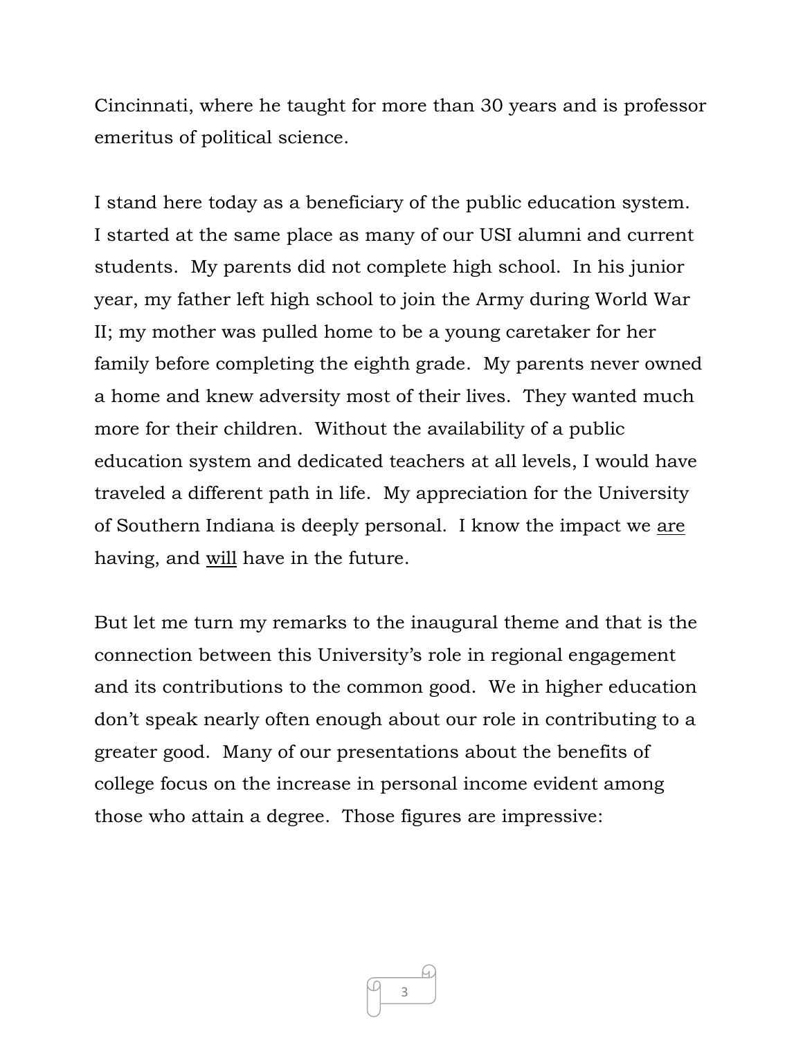Cincinnati, where he taught for more than 30 years and is professor emeritus of political science.

I stand here today as a beneficiary of the public education system. I started at the same place as many of our USI alumni and current students. My parents did not complete high school. In his junior year, my father left high school to join the Army during World War II; my mother was pulled home to be a young caretaker for her family before completing the eighth grade. My parents never owned a home and knew adversity most of their lives. They wanted much more for their children. Without the availability of a public education system and dedicated teachers at all levels, I would have traveled a different path in life. My appreciation for the University of Southern Indiana is deeply personal. I know the impact we <u>are</u> having, and <u>will</u> have in the future.

But let me turn my remarks to the inaugural theme and that is the connection between this University's role in regional engagement and its contributions to the common good. We in higher education don't speak nearly often enough about our role in contributing to a greater good. Many of our presentations about the benefits of college focus on the increase in personal income evident among those who attain a degree. Those figures are impressive: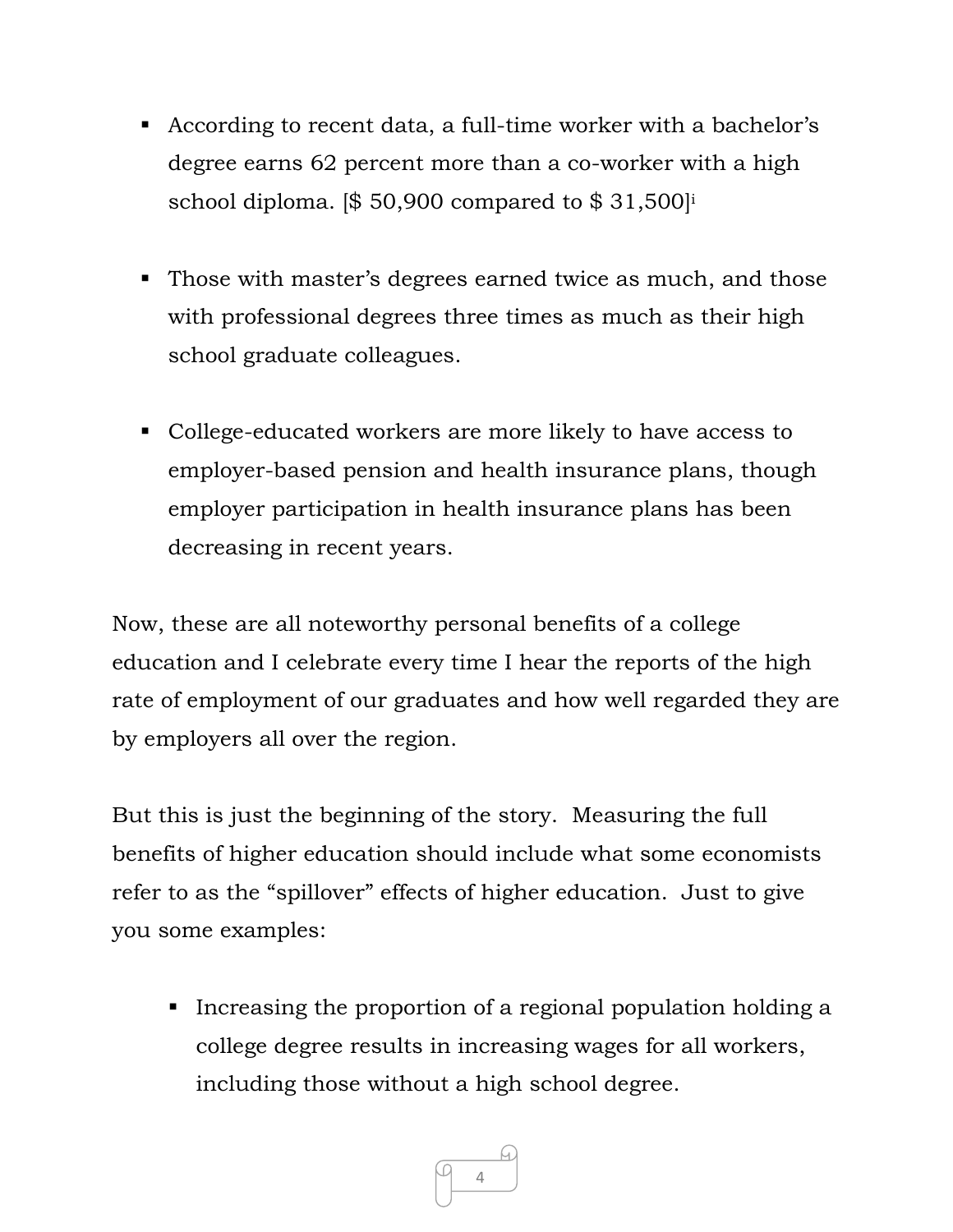- According to recent data, a full-time worker with a bachelor's degree earns 62 percent more than a co-worker with a high school diploma. [$ 50,900 compared to $ 31,500][i]

- Those with master's degrees earned twice as much, and those with professional degrees three times as much as their high school graduate colleagues.

- College-educated workers are more likely to have access to employer-based pension and health insurance plans, though employer participation in health insurance plans has been decreasing in recent years.

Now, these are all noteworthy personal benefits of a college education and I celebrate every time I hear the reports of the high rate of employment of our graduates and how well regarded they are by employers all over the region.

But this is just the beginning of the story. Measuring the full benefits of higher education should include what some economists refer to as the "spillover" effects of higher education. Just to give you some examples:

- Increasing the proportion of a regional population holding a college degree results in increasing wages for all workers, including those without a high school degree.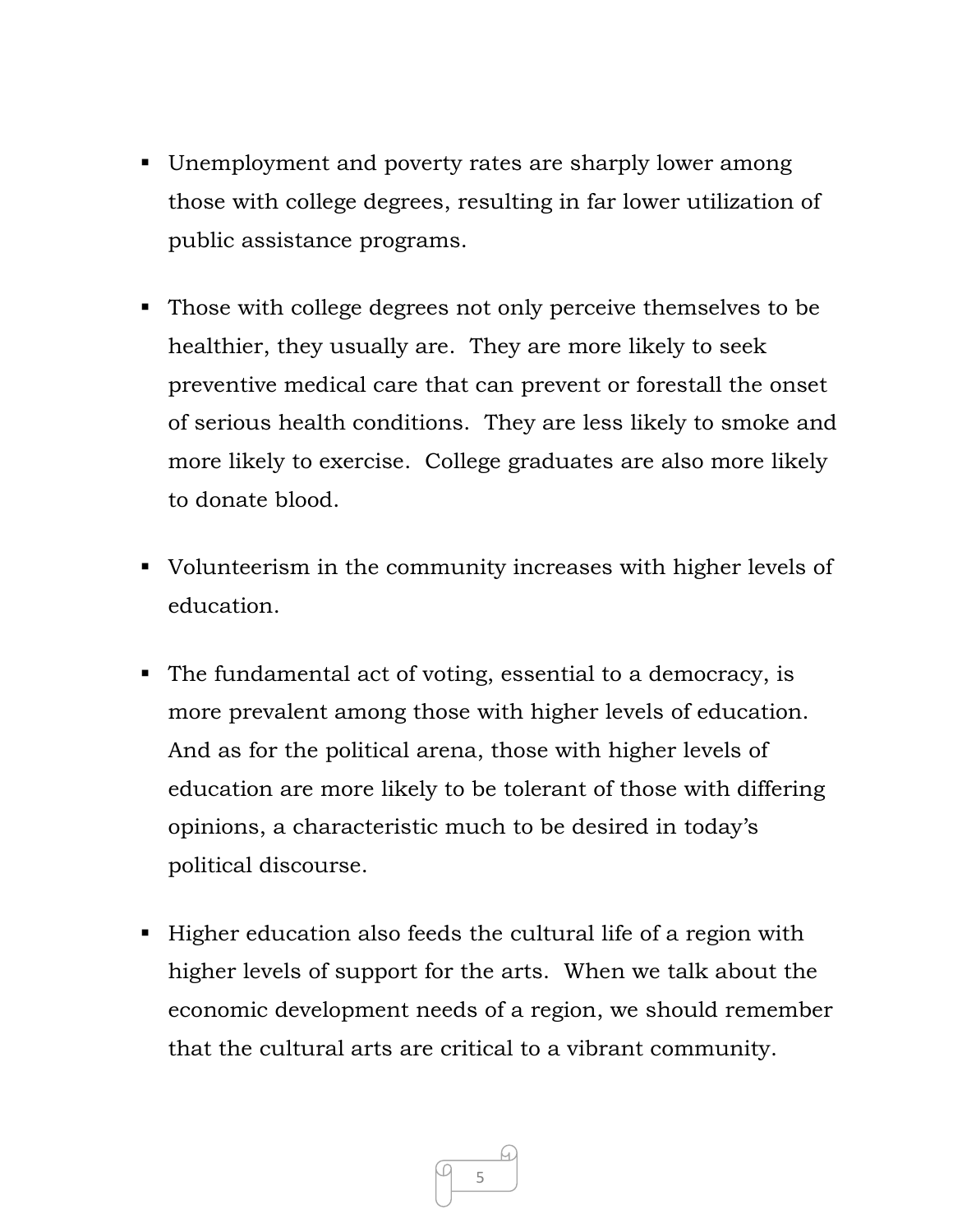- Unemployment and poverty rates are sharply lower among those with college degrees, resulting in far lower utilization of public assistance programs.

- Those with college degrees not only perceive themselves to be healthier, they usually are. They are more likely to seek preventive medical care that can prevent or forestall the onset of serious health conditions. They are less likely to smoke and more likely to exercise. College graduates are also more likely to donate blood.

- Volunteerism in the community increases with higher levels of education.

- The fundamental act of voting, essential to a democracy, is more prevalent among those with higher levels of education. And as for the political arena, those with higher levels of education are more likely to be tolerant of those with differing opinions, a characteristic much to be desired in today's political discourse.

- Higher education also feeds the cultural life of a region with higher levels of support for the arts. When we talk about the economic development needs of a region, we should remember that the cultural arts are critical to a vibrant community.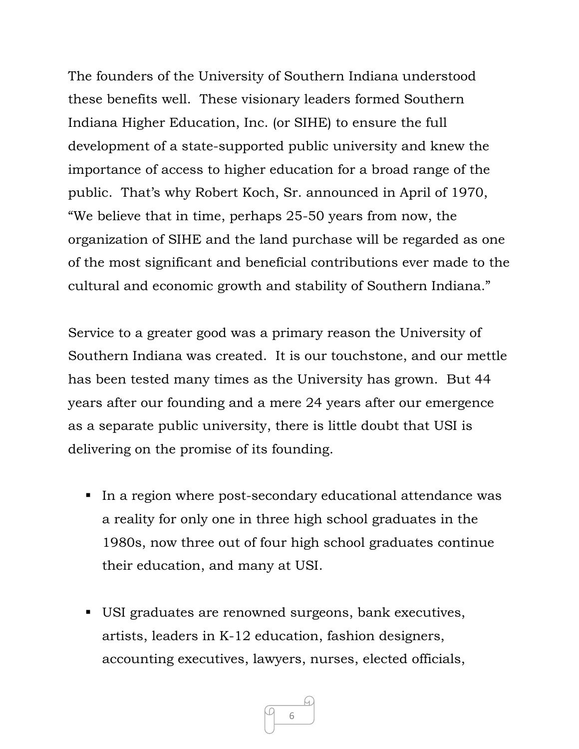The founders of the University of Southern Indiana understood these benefits well. These visionary leaders formed Southern Indiana Higher Education, Inc. (or SIHE) to ensure the full development of a state-supported public university and knew the importance of access to higher education for a broad range of the public. That's why Robert Koch, Sr. announced in April of 1970, "We believe that in time, perhaps 25-50 years from now, the organization of SIHE and the land purchase will be regarded as one of the most significant and beneficial contributions ever made to the cultural and economic growth and stability of Southern Indiana."

Service to a greater good was a primary reason the University of Southern Indiana was created. It is our touchstone, and our mettle has been tested many times as the University has grown. But 44 years after our founding and a mere 24 years after our emergence as a separate public university, there is little doubt that USI is delivering on the promise of its founding.

- In a region where post-secondary educational attendance was a reality for only one in three high school graduates in the 1980s, now three out of four high school graduates continue their education, and many at USI.

- USI graduates are renowned surgeons, bank executives, artists, leaders in K-12 education, fashion designers, accounting executives, lawyers, nurses, elected officials,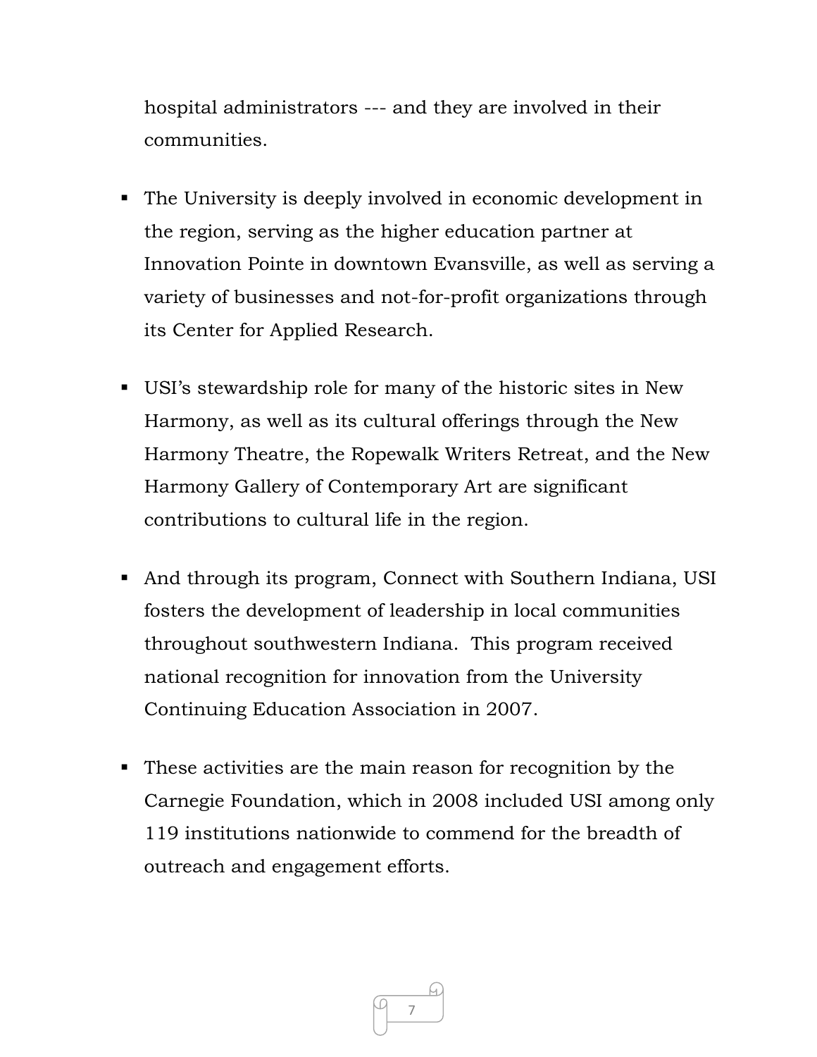hospital administrators --- and they are involved in their communities.

- The University is deeply involved in economic development in the region, serving as the higher education partner at Innovation Pointe in downtown Evansville, as well as serving a variety of businesses and not-for-profit organizations through its Center for Applied Research.

- USI's stewardship role for many of the historic sites in New Harmony, as well as its cultural offerings through the New Harmony Theatre, the Ropewalk Writers Retreat, and the New Harmony Gallery of Contemporary Art are significant contributions to cultural life in the region.

- And through its program, Connect with Southern Indiana, USI fosters the development of leadership in local communities throughout southwestern Indiana. This program received national recognition for innovation from the University Continuing Education Association in 2007.

- These activities are the main reason for recognition by the Carnegie Foundation, which in 2008 included USI among only 119 institutions nationwide to commend for the breadth of outreach and engagement efforts.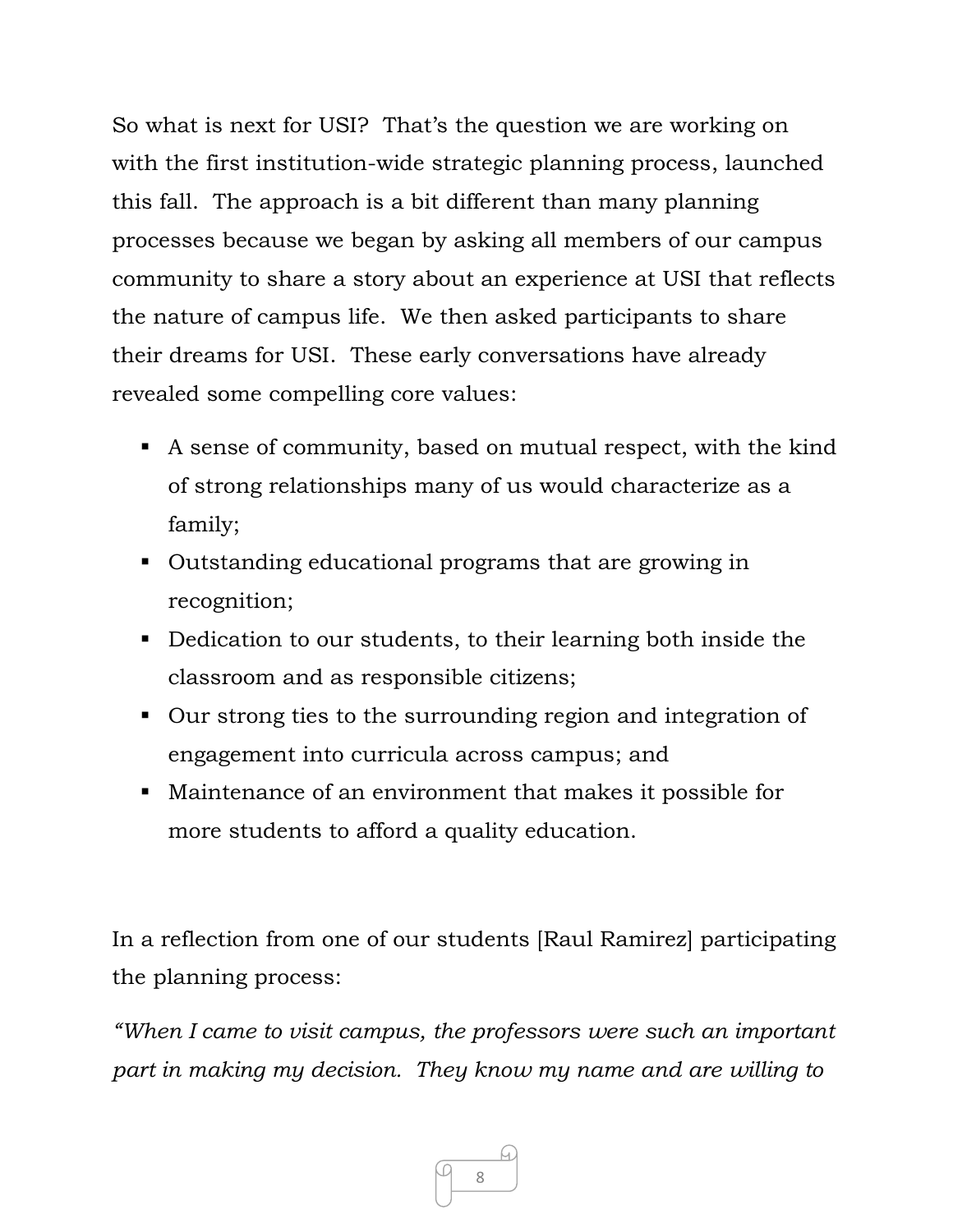So what is next for USI? That's the question we are working on with the first institution-wide strategic planning process, launched this fall. The approach is a bit different than many planning processes because we began by asking all members of our campus community to share a story about an experience at USI that reflects the nature of campus life. We then asked participants to share their dreams for USI. These early conversations have already revealed some compelling core values:

- A sense of community, based on mutual respect, with the kind of strong relationships many of us would characterize as a family;
- Outstanding educational programs that are growing in recognition;
- Dedication to our students, to their learning both inside the classroom and as responsible citizens;
- Our strong ties to the surrounding region and integration of engagement into curricula across campus; and
- Maintenance of an environment that makes it possible for more students to afford a quality education.

In a reflection from one of our students [Raul Ramirez] participating the planning process:

*"When I came to visit campus, the professors were such an important part in making my decision. They know my name and are willing to*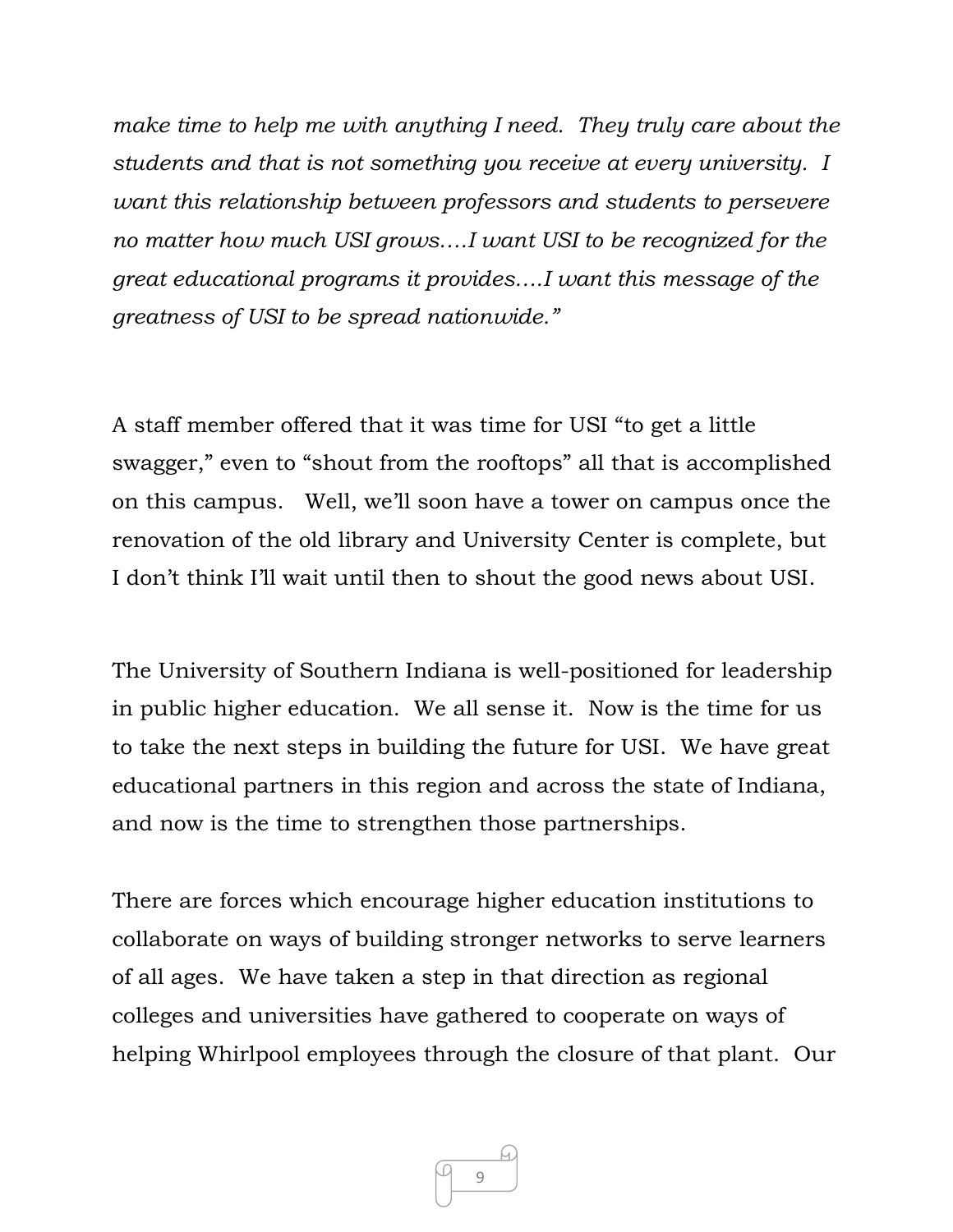*make time to help me with anything I need. They truly care about the students and that is not something you receive at every university. I want this relationship between professors and students to persevere no matter how much USI grows....I want USI to be recognized for the great educational programs it provides....I want this message of the greatness of USI to be spread nationwide."*

A staff member offered that it was time for USI "to get a little swagger," even to "shout from the rooftops" all that is accomplished on this campus. Well, we'll soon have a tower on campus once the renovation of the old library and University Center is complete, but I don't think I'll wait until then to shout the good news about USI.

The University of Southern Indiana is well-positioned for leadership in public higher education. We all sense it. Now is the time for us to take the next steps in building the future for USI. We have great educational partners in this region and across the state of Indiana, and now is the time to strengthen those partnerships.

There are forces which encourage higher education institutions to collaborate on ways of building stronger networks to serve learners of all ages. We have taken a step in that direction as regional colleges and universities have gathered to cooperate on ways of helping Whirlpool employees through the closure of that plant. Our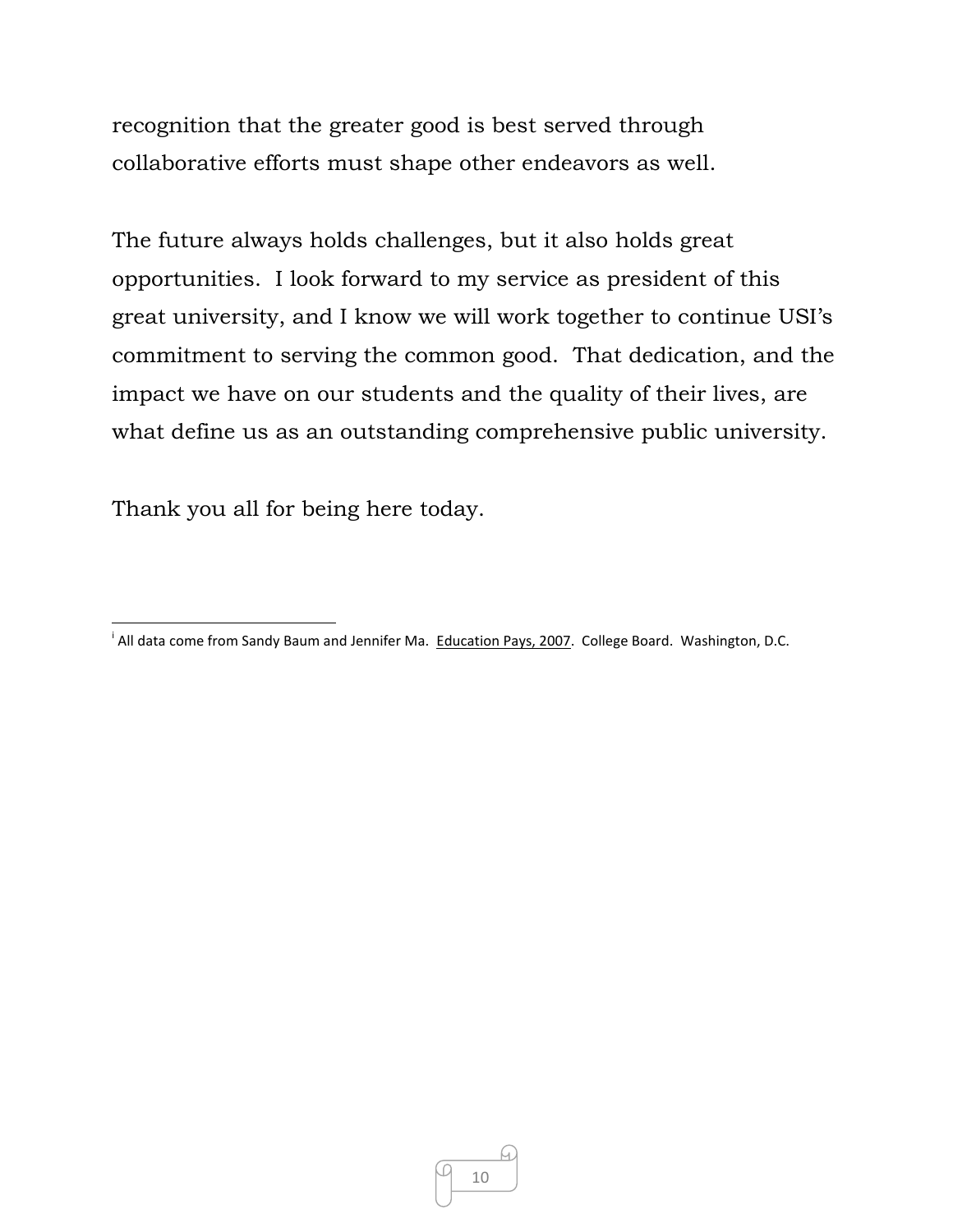recognition that the greater good is best served through collaborative efforts must shape other endeavors as well.

The future always holds challenges, but it also holds great opportunities. I look forward to my service as president of this great university, and I know we will work together to continue USI's commitment to serving the common good. That dedication, and the impact we have on our students and the quality of their lives, are what define us as an outstanding comprehensive public university.

Thank you all for being here today.

---

[i] All data come from Sandy Baum and Jennifer Ma. Education Pays, 2007. College Board. Washington, D.C.